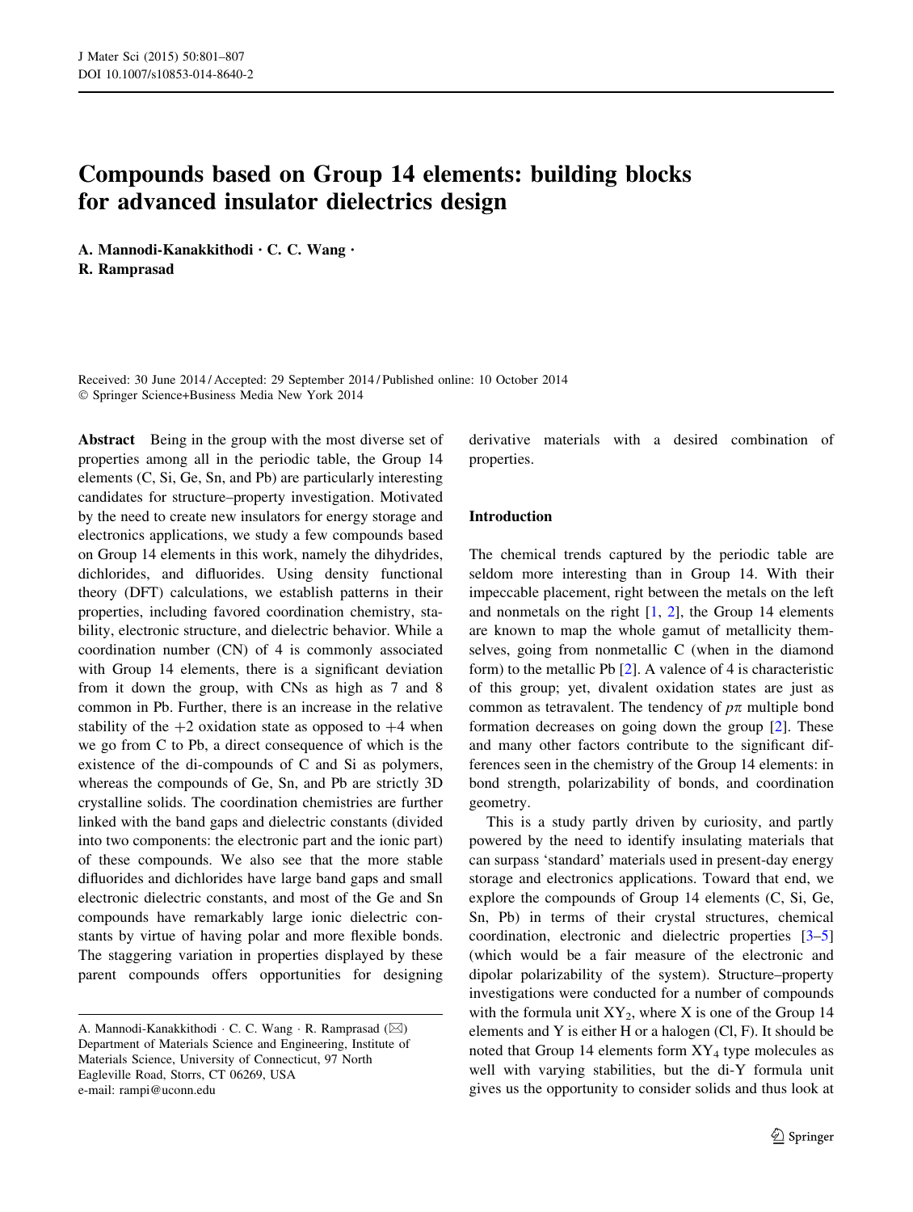# Compounds based on Group 14 elements: building blocks for advanced insulator dielectrics design

A. Mannodi-Kanakkithodi · C. C. Wang · R. Ramprasad

Received: 30 June 2014 / Accepted: 29 September 2014 / Published online: 10 October 2014
© Springer Science+Business Media New York 2014

**Abstract** Being in the group with the most diverse set of properties among all in the periodic table, the Group 14 elements (C, Si, Ge, Sn, and Pb) are particularly interesting candidates for structure–property investigation. Motivated by the need to create new insulators for energy storage and electronics applications, we study a few compounds based on Group 14 elements in this work, namely the dihydrides, dichlorides, and difluorides. Using density functional theory (DFT) calculations, we establish patterns in their properties, including favored coordination chemistry, stability, electronic structure, and dielectric behavior. While a coordination number (CN) of 4 is commonly associated with Group 14 elements, there is a significant deviation from it down the group, with CNs as high as 7 and 8 common in Pb. Further, there is an increase in the relative stability of the +2 oxidation state as opposed to +4 when we go from C to Pb, a direct consequence of which is the existence of the di-compounds of C and Si as polymers, whereas the compounds of Ge, Sn, and Pb are strictly 3D crystalline solids. The coordination chemistries are further linked with the band gaps and dielectric constants (divided into two components: the electronic part and the ionic part) of these compounds. We also see that the more stable difluorides and dichlorides have large band gaps and small electronic dielectric constants, and most of the Ge and Sn compounds have remarkably large ionic dielectric constants by virtue of having polar and more flexible bonds. The staggering variation in properties displayed by these parent compounds offers opportunities for designing derivative materials with a desired combination of properties.

A. Mannodi-Kanakkithodi · C. C. Wang · R. Ramprasad (✉)
Department of Materials Science and Engineering, Institute of Materials Science, University of Connecticut, 97 North Eagleville Road, Storrs, CT 06269, USA
e-mail: rampi@uconn.edu

## Introduction

The chemical trends captured by the periodic table are seldom more interesting than in Group 14. With their impeccable placement, right between the metals on the left and nonmetals on the right [1, 2], the Group 14 elements are known to map the whole gamut of metallicity themselves, going from nonmetallic C (when in the diamond form) to the metallic Pb [2]. A valence of 4 is characteristic of this group; yet, divalent oxidation states are just as common as tetravalent. The tendency of $p\pi$ multiple bond formation decreases on going down the group [2]. These and many other factors contribute to the significant differences seen in the chemistry of the Group 14 elements: in bond strength, polarizability of bonds, and coordination geometry.

This is a study partly driven by curiosity, and partly powered by the need to identify insulating materials that can surpass 'standard' materials used in present-day energy storage and electronics applications. Toward that end, we explore the compounds of Group 14 elements (C, Si, Ge, Sn, Pb) in terms of their crystal structures, chemical coordination, electronic and dielectric properties [3–5] (which would be a fair measure of the electronic and dipolar polarizability of the system). Structure–property investigations were conducted for a number of compounds with the formula unit $XY_2$, where X is one of the Group 14 elements and Y is either H or a halogen (Cl, F). It should be noted that Group 14 elements form $XY_4$ type molecules as well with varying stabilities, but the di-Y formula unit gives us the opportunity to consider solids and thus look at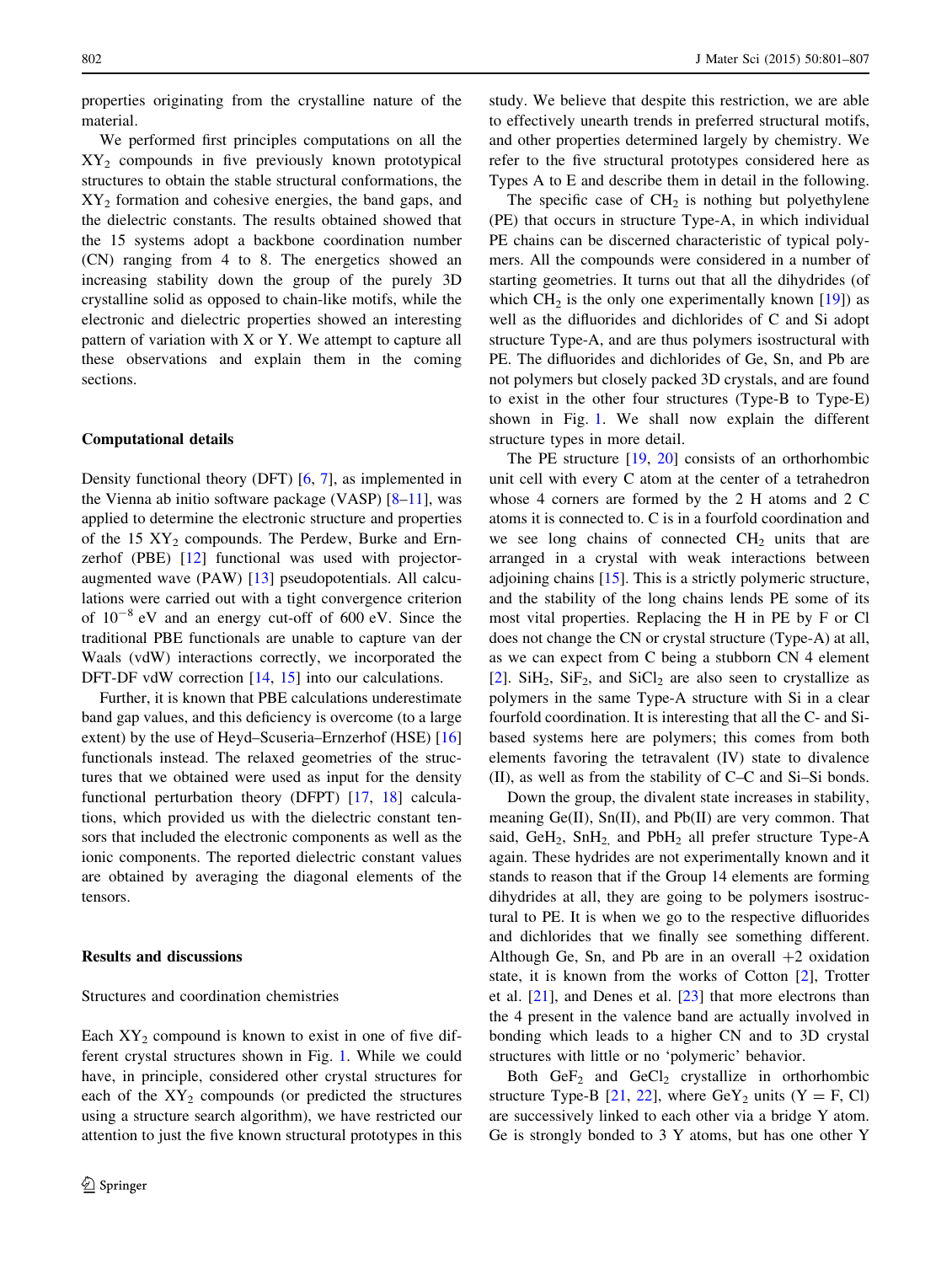properties originating from the crystalline nature of the material.

We performed first principles computations on all the $XY_2$ compounds in five previously known prototypical structures to obtain the stable structural conformations, the $XY_2$ formation and cohesive energies, the band gaps, and the dielectric constants. The results obtained showed that the 15 systems adopt a backbone coordination number (CN) ranging from 4 to 8. The energetics showed an increasing stability down the group of the purely 3D crystalline solid as opposed to chain-like motifs, while the electronic and dielectric properties showed an interesting pattern of variation with X or Y. We attempt to capture all these observations and explain them in the coming sections.

## Computational details

Density functional theory (DFT) [6, 7], as implemented in the Vienna ab initio software package (VASP) [8–11], was applied to determine the electronic structure and properties of the 15 $XY_2$ compounds. The Perdew, Burke and Ernzerhof (PBE) [12] functional was used with projector-augmented wave (PAW) [13] pseudopotentials. All calculations were carried out with a tight convergence criterion of $10^{-8}$ eV and an energy cut-off of 600 eV. Since the traditional PBE functionals are unable to capture van der Waals (vdW) interactions correctly, we incorporated the DFT-DF vdW correction [14, 15] into our calculations.

Further, it is known that PBE calculations underestimate band gap values, and this deficiency is overcome (to a large extent) by the use of Heyd–Scuseria–Ernzerhof (HSE) [16] functionals instead. The relaxed geometries of the structures that we obtained were used as input for the density functional perturbation theory (DFPT) [17, 18] calculations, which provided us with the dielectric constant tensors that included the electronic components as well as the ionic components. The reported dielectric constant values are obtained by averaging the diagonal elements of the tensors.

## Results and discussions

### Structures and coordination chemistries

Each $XY_2$ compound is known to exist in one of five different crystal structures shown in Fig. 1. While we could have, in principle, considered other crystal structures for each of the $XY_2$ compounds (or predicted the structures using a structure search algorithm), we have restricted our attention to just the five known structural prototypes in this study. We believe that despite this restriction, we are able to effectively unearth trends in preferred structural motifs, and other properties determined largely by chemistry. We refer to the five structural prototypes considered here as Types A to E and describe them in detail in the following.

The specific case of $CH_2$ is nothing but polyethylene (PE) that occurs in structure Type-A, in which individual PE chains can be discerned characteristic of typical polymers. All the compounds were considered in a number of starting geometries. It turns out that all the dihydrides (of which $CH_2$ is the only one experimentally known [19]) as well as the difluorides and dichlorides of C and Si adopt structure Type-A, and are thus polymers isostructural with PE. The difluorides and dichlorides of Ge, Sn, and Pb are not polymers but closely packed 3D crystals, and are found to exist in the other four structures (Type-B to Type-E) shown in Fig. 1. We shall now explain the different structure types in more detail.

The PE structure [19, 20] consists of an orthorhombic unit cell with every C atom at the center of a tetrahedron whose 4 corners are formed by the 2 H atoms and 2 C atoms it is connected to. C is in a fourfold coordination and we see long chains of connected $CH_2$ units that are arranged in a crystal with weak interactions between adjoining chains [15]. This is a strictly polymeric structure, and the stability of the long chains lends PE some of its most vital properties. Replacing the H in PE by F or Cl does not change the CN or crystal structure (Type-A) at all, as we can expect from C being a stubborn CN 4 element [2]. $SiH_2$, $SiF_2$, and $SiCl_2$ are also seen to crystallize as polymers in the same Type-A structure with Si in a clear fourfold coordination. It is interesting that all the C- and Si-based systems here are polymers; this comes from both elements favoring the tetravalent (IV) state to divalence (II), as well as from the stability of C–C and Si–Si bonds.

Down the group, the divalent state increases in stability, meaning Ge(II), Sn(II), and Pb(II) are very common. That said, $GeH_2$, $SnH_2$, and $PbH_2$ all prefer structure Type-A again. These hydrides are not experimentally known and it stands to reason that if the Group 14 elements are forming dihydrides at all, they are going to be polymers isostructural to PE. It is when we go to the respective difluorides and dichlorides that we finally see something different. Although Ge, Sn, and Pb are in an overall +2 oxidation state, it is known from the works of Cotton [2], Trotter et al. [21], and Denes et al. [23] that more electrons than the 4 present in the valence band are actually involved in bonding which leads to a higher CN and to 3D crystal structures with little or no 'polymeric' behavior.

Both $GeF_2$ and $GeCl_2$ crystallize in orthorhombic structure Type-B [21, 22], where $GeY_2$ units (Y = F, Cl) are successively linked to each other via a bridge Y atom. Ge is strongly bonded to 3 Y atoms, but has one other Y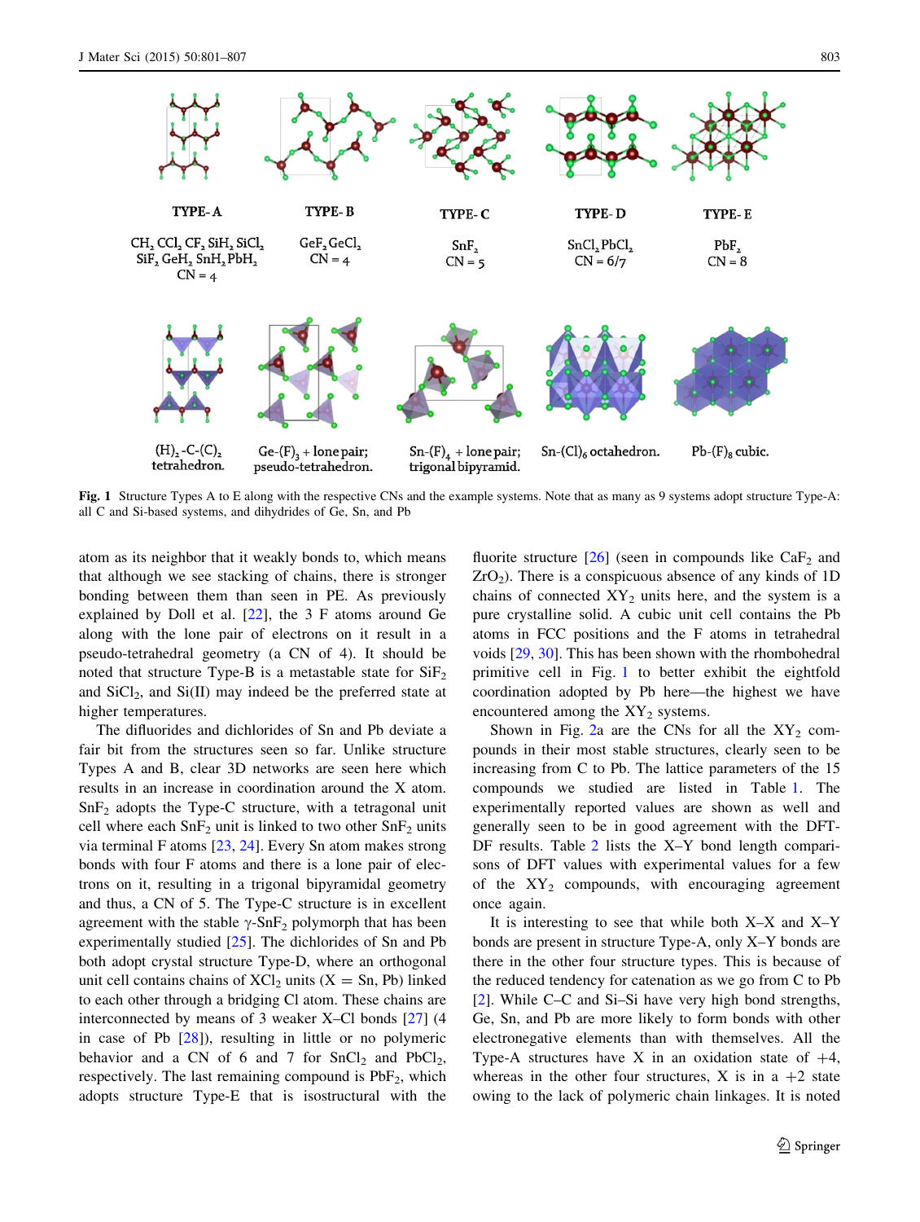TYPE- A

$CH_2$ $CCl_2$ $CF_2$ $SiH_2$ $SiCl_2$
$SiF_2$ $GeH_2$ $SnH_2$ $PbH_2$
CN = 4

TYPE- B

$GeF_2$ $GeCl_2$
CN = 4

TYPE- C

$SnF_2$
CN = 5

TYPE- D

$SnCl_2$ $PbCl_2$
CN = 6/7

TYPE- E

$PbF_2$
CN = 8

$(H)_2$-C-$(C)_2$ tetrahedron.

Ge-$(F)_3$ + lone pair; pseudo-tetrahedron.

Sn-$(F)_4$ + lone pair; trigonal bipyramid.

Sn-$(Cl)_6$ octahedron.

Pb-$(F)_8$ cubic.

**Fig. 1** Structure Types A to E along with the respective CNs and the example systems. Note that as many as 9 systems adopt structure Type-A: all C and Si-based systems, and dihydrides of Ge, Sn, and Pb

atom as its neighbor that it weakly bonds to, which means that although we see stacking of chains, there is stronger bonding between them than seen in PE. As previously explained by Doll et al. [22], the 3 F atoms around Ge along with the lone pair of electrons on it result in a pseudo-tetrahedral geometry (a CN of 4). It should be noted that structure Type-B is a metastable state for $SiF_2$ and $SiCl_2$, and Si(II) may indeed be the preferred state at higher temperatures.

The difluorides and dichlorides of Sn and Pb deviate a fair bit from the structures seen so far. Unlike structure Types A and B, clear 3D networks are seen here which results in an increase in coordination around the X atom. $SnF_2$ adopts the Type-C structure, with a tetragonal unit cell where each $SnF_2$ unit is linked to two other $SnF_2$ units via terminal F atoms [23, 24]. Every Sn atom makes strong bonds with four F atoms and there is a lone pair of electrons on it, resulting in a trigonal bipyramidal geometry and thus, a CN of 5. The Type-C structure is in excellent agreement with the stable $\gamma$-$SnF_2$ polymorph that has been experimentally studied [25]. The dichlorides of Sn and Pb both adopt crystal structure Type-D, where an orthogonal unit cell contains chains of $XCl_2$ units (X = Sn, Pb) linked to each other through a bridging Cl atom. These chains are interconnected by means of 3 weaker X–Cl bonds [27] (4 in case of Pb [28]), resulting in little or no polymeric behavior and a CN of 6 and 7 for $SnCl_2$ and $PbCl_2$, respectively. The last remaining compound is $PbF_2$, which adopts structure Type-E that is isostructural with the fluorite structure [26] (seen in compounds like $CaF_2$ and $ZrO_2$). There is a conspicuous absence of any kinds of 1D chains of connected $XY_2$ units here, and the system is a pure crystalline solid. A cubic unit cell contains the Pb atoms in FCC positions and the F atoms in tetrahedral voids [29, 30]. This has been shown with the rhombohedral primitive cell in Fig. 1 to better exhibit the eightfold coordination adopted by Pb here—the highest we have encountered among the $XY_2$ systems.

Shown in Fig. 2a are the CNs for all the $XY_2$ compounds in their most stable structures, clearly seen to be increasing from C to Pb. The lattice parameters of the 15 compounds we studied are listed in Table 1. The experimentally reported values are shown as well and generally seen to be in good agreement with the DFT-DF results. Table 2 lists the X–Y bond length comparisons of DFT values with experimental values for a few of the $XY_2$ compounds, with encouraging agreement once again.

It is interesting to see that while both X–X and X–Y bonds are present in structure Type-A, only X–Y bonds are there in the other four structure types. This is because of the reduced tendency for catenation as we go from C to Pb [2]. While C–C and Si–Si have very high bond strengths, Ge, Sn, and Pb are more likely to form bonds with other electronegative elements than with themselves. All the Type-A structures have X in an oxidation state of +4, whereas in the other four structures, X is in a +2 state owing to the lack of polymeric chain linkages. It is noted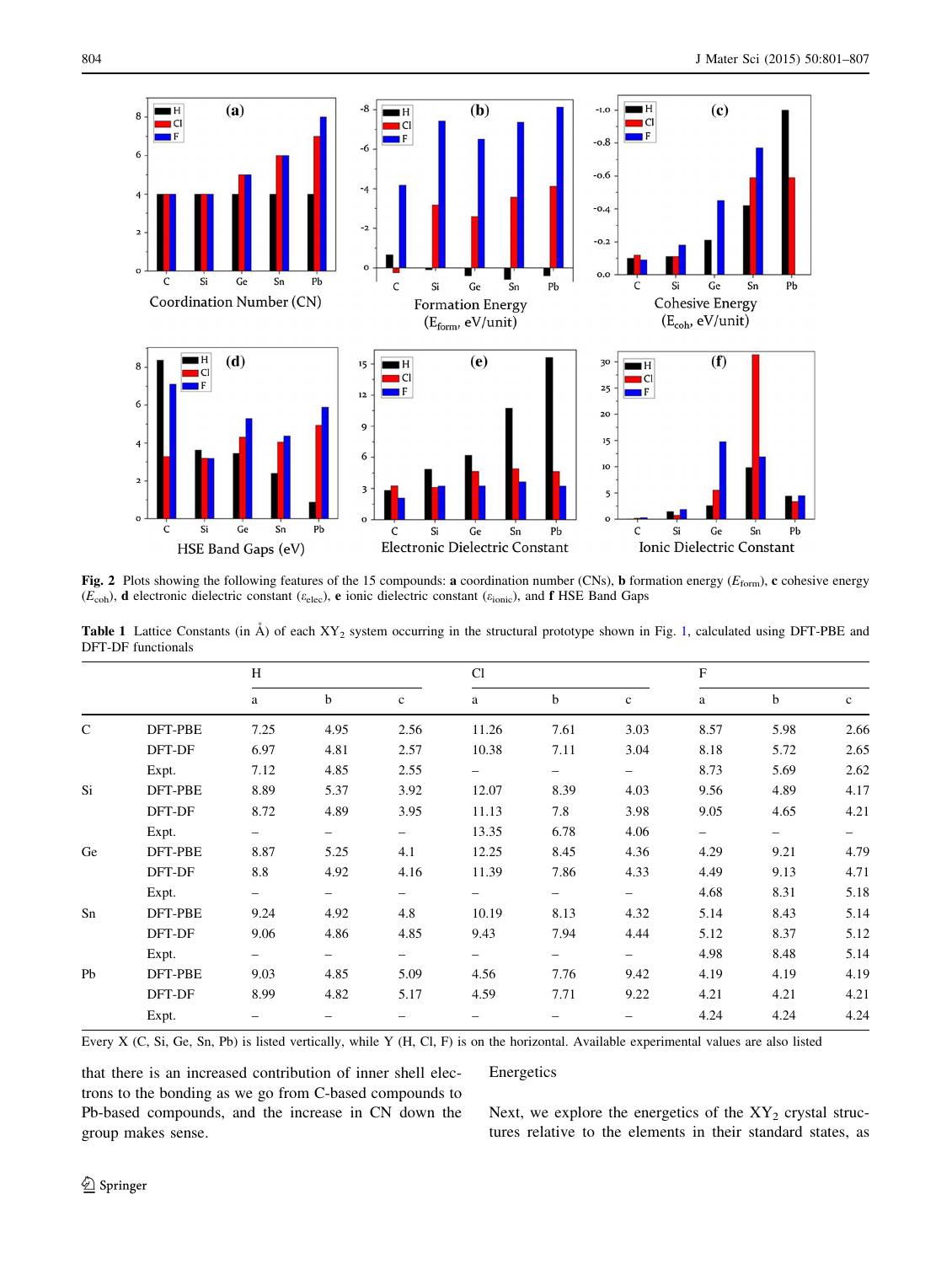**Fig. 2** Plots showing the following features of the 15 compounds: **a** coordination number (CNs), **b** formation energy ($E_{form}$), **c** cohesive energy ($E_{coh}$), **d** electronic dielectric constant ($\varepsilon_{elec}$), **e** ionic dielectric constant ($\varepsilon_{ionic}$), and **f** HSE Band Gaps

**Table 1** Lattice Constants (in Å) of each $XY_2$ system occurring in the structural prototype shown in Fig. 1, calculated using DFT-PBE and DFT-DF functionals

| | | H | | | Cl | | | F | | |
|---|---|---|---|---|---|---|---|---|---|---|
| | | a | b | c | a | b | c | a | b | c |
| C | DFT-PBE | 7.25 | 4.95 | 2.56 | 11.26 | 7.61 | 3.03 | 8.57 | 5.98 | 2.66 |
| | DFT-DF | 6.97 | 4.81 | 2.57 | 10.38 | 7.11 | 3.04 | 8.18 | 5.72 | 2.65 |
| | Expt. | 7.12 | 4.85 | 2.55 | – | – | – | 8.73 | 5.69 | 2.62 |
| Si | DFT-PBE | 8.89 | 5.37 | 3.92 | 12.07 | 8.39 | 4.03 | 9.56 | 4.89 | 4.17 |
| | DFT-DF | 8.72 | 4.89 | 3.95 | 11.13 | 7.8 | 3.98 | 9.05 | 4.65 | 4.21 |
| | Expt. | – | – | – | 13.35 | 6.78 | 4.06 | – | – | – |
| Ge | DFT-PBE | 8.87 | 5.25 | 4.1 | 12.25 | 8.45 | 4.36 | 4.29 | 9.21 | 4.79 |
| | DFT-DF | 8.8 | 4.92 | 4.16 | 11.39 | 7.86 | 4.33 | 4.49 | 9.13 | 4.71 |
| | Expt. | – | – | – | – | – | – | 4.68 | 8.31 | 5.18 |
| Sn | DFT-PBE | 9.24 | 4.92 | 4.8 | 10.19 | 8.13 | 4.32 | 5.14 | 8.43 | 5.14 |
| | DFT-DF | 9.06 | 4.86 | 4.85 | 9.43 | 7.94 | 4.44 | 5.12 | 8.37 | 5.12 |
| | Expt. | – | – | – | – | – | – | 4.98 | 8.48 | 5.14 |
| Pb | DFT-PBE | 9.03 | 4.85 | 5.09 | 4.56 | 7.76 | 9.42 | 4.19 | 4.19 | 4.19 |
| | DFT-DF | 8.99 | 4.82 | 5.17 | 4.59 | 7.71 | 9.22 | 4.21 | 4.21 | 4.21 |
| | Expt. | – | – | – | – | – | – | 4.24 | 4.24 | 4.24 |

Every X (C, Si, Ge, Sn, Pb) is listed vertically, while Y (H, Cl, F) is on the horizontal. Available experimental values are also listed

that there is an increased contribution of inner shell electrons to the bonding as we go from C-based compounds to Pb-based compounds, and the increase in CN down the group makes sense.

## Energetics

Next, we explore the energetics of the $XY_2$ crystal structures relative to the elements in their standard states, as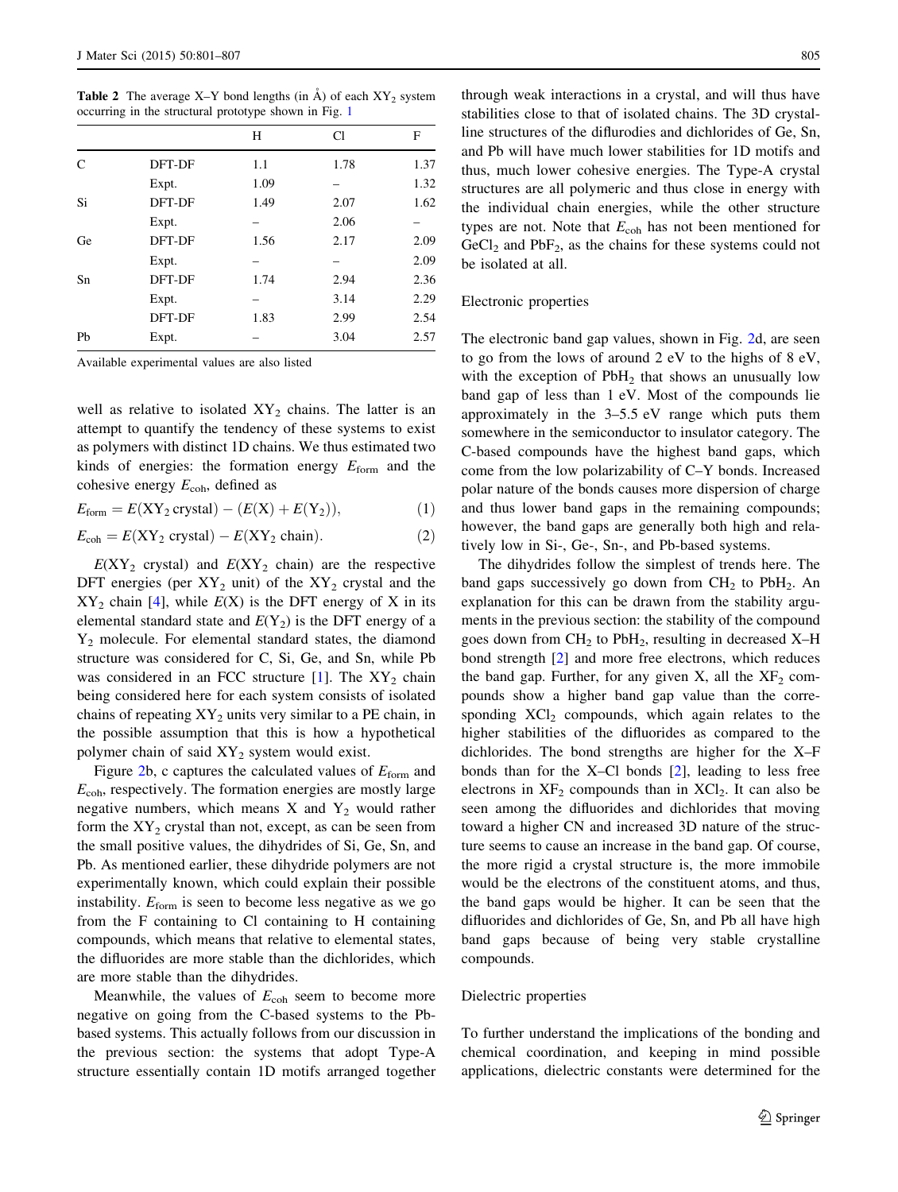**Table 2** The average X–Y bond lengths (in Å) of each $XY_2$ system occurring in the structural prototype shown in Fig. 1

| | | H | Cl | F |
|---|---|---|---|---|
| C | DFT-DF | 1.1 | 1.78 | 1.37 |
| | Expt. | 1.09 | – | 1.32 |
| Si | DFT-DF | 1.49 | 2.07 | 1.62 |
| | Expt. | – | 2.06 | – |
| Ge | DFT-DF | 1.56 | 2.17 | 2.09 |
| | Expt. | – | – | 2.09 |
| Sn | DFT-DF | 1.74 | 2.94 | 2.36 |
| | Expt. | – | 3.14 | 2.29 |
| | DFT-DF | 1.83 | 2.99 | 2.54 |
| Pb | Expt. | – | 3.04 | 2.57 |

Available experimental values are also listed

well as relative to isolated $XY_2$ chains. The latter is an attempt to quantify the tendency of these systems to exist as polymers with distinct 1D chains. We thus estimated two kinds of energies: the formation energy $E_{form}$ and the cohesive energy $E_{coh}$, defined as

$$E_{form} = E(XY_2\,\text{crystal}) - (E(X) + E(Y_2)), \quad (1)$$

$$E_{coh} = E(XY_2\,\text{crystal}) - E(XY_2\,\text{chain}). \quad (2)$$

$E(XY_2$ crystal) and $E(XY_2$ chain) are the respective DFT energies (per $XY_2$ unit) of the $XY_2$ crystal and the $XY_2$ chain [4], while $E(X)$ is the DFT energy of X in its elemental standard state and $E(Y_2)$ is the DFT energy of a $Y_2$ molecule. For elemental standard states, the diamond structure was considered for C, Si, Ge, and Sn, while Pb was considered in an FCC structure [1]. The $XY_2$ chain being considered here for each system consists of isolated chains of repeating $XY_2$ units very similar to a PE chain, in the possible assumption that this is how a hypothetical polymer chain of said $XY_2$ system would exist.

Figure 2b, c captures the calculated values of $E_{form}$ and $E_{coh}$, respectively. The formation energies are mostly large negative numbers, which means X and $Y_2$ would rather form the $XY_2$ crystal than not, except, as can be seen from the small positive values, the dihydrides of Si, Ge, Sn, and Pb. As mentioned earlier, these dihydride polymers are not experimentally known, which could explain their possible instability. $E_{form}$ is seen to become less negative as we go from the F containing to Cl containing to H containing compounds, which means that relative to elemental states, the difluorides are more stable than the dichlorides, which are more stable than the dihydrides.

Meanwhile, the values of $E_{coh}$ seem to become more negative on going from the C-based systems to the Pb-based systems. This actually follows from our discussion in the previous section: the systems that adopt Type-A structure essentially contain 1D motifs arranged together through weak interactions in a crystal, and will thus have stabilities close to that of isolated chains. The 3D crystalline structures of the diflurodies and dichlorides of Ge, Sn, and Pb will have much lower stabilities for 1D motifs and thus, much lower cohesive energies. The Type-A crystal structures are all polymeric and thus close in energy with the individual chain energies, while the other structure types are not. Note that $E_{coh}$ has not been mentioned for $GeCl_2$ and $PbF_2$, as the chains for these systems could not be isolated at all.

## Electronic properties

The electronic band gap values, shown in Fig. 2d, are seen to go from the lows of around 2 eV to the highs of 8 eV, with the exception of $PbH_2$ that shows an unusually low band gap of less than 1 eV. Most of the compounds lie approximately in the 3–5.5 eV range which puts them somewhere in the semiconductor to insulator category. The C-based compounds have the highest band gaps, which come from the low polarizability of C–Y bonds. Increased polar nature of the bonds causes more dispersion of charge and thus lower band gaps in the remaining compounds; however, the band gaps are generally both high and relatively low in Si-, Ge-, Sn-, and Pb-based systems.

The dihydrides follow the simplest of trends here. The band gaps successively go down from $CH_2$ to $PbH_2$. An explanation for this can be drawn from the stability arguments in the previous section: the stability of the compound goes down from $CH_2$ to $PbH_2$, resulting in decreased X–H bond strength [2] and more free electrons, which reduces the band gap. Further, for any given X, all the $XF_2$ compounds show a higher band gap value than the corresponding $XCl_2$ compounds, which again relates to the higher stabilities of the difluorides as compared to the dichlorides. The bond strengths are higher for the X–F bonds than for the X–Cl bonds [2], leading to less free electrons in $XF_2$ compounds than in $XCl_2$. It can also be seen among the difluorides and dichlorides that moving toward a higher CN and increased 3D nature of the structure seems to cause an increase in the band gap. Of course, the more rigid a crystal structure is, the more immobile would be the electrons of the constituent atoms, and thus, the band gaps would be higher. It can be seen that the difluorides and dichlorides of Ge, Sn, and Pb all have high band gaps because of being very stable crystalline compounds.

## Dielectric properties

To further understand the implications of the bonding and chemical coordination, and keeping in mind possible applications, dielectric constants were determined for the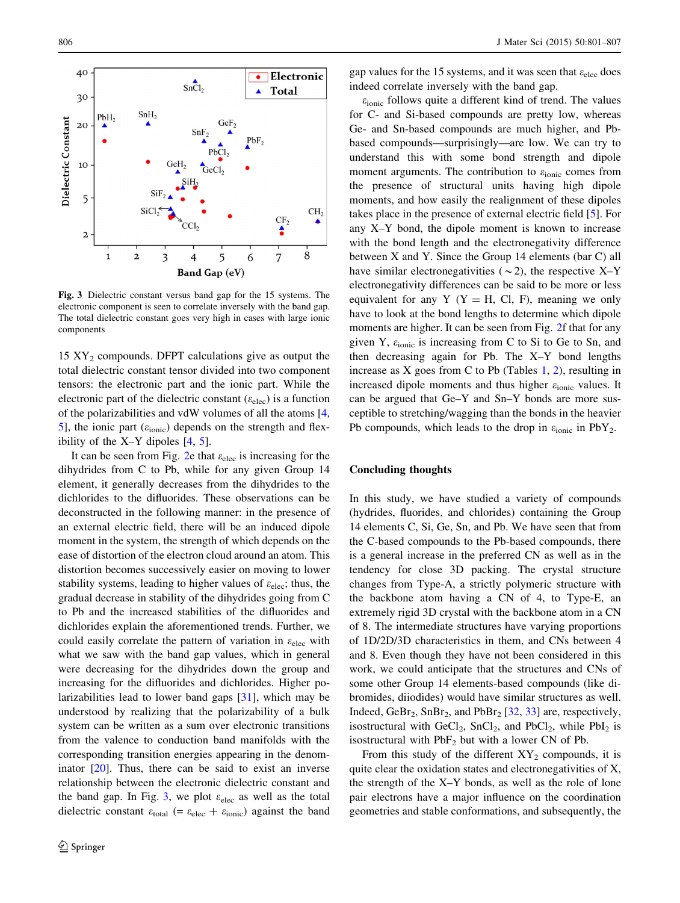**Fig. 3** Dielectric constant versus band gap for the 15 systems. The electronic component is seen to correlate inversely with the band gap. The total dielectric constant goes very high in cases with large ionic components

15 $XY_2$ compounds. DFPT calculations give as output the total dielectric constant tensor divided into two component tensors: the electronic part and the ionic part. While the electronic part of the dielectric constant ($\varepsilon_{elec}$) is a function of the polarizabilities and vdW volumes of all the atoms [4, 5], the ionic part ($\varepsilon_{ionic}$) depends on the strength and flexibility of the X–Y dipoles [4, 5].

It can be seen from Fig. 2e that $\varepsilon_{elec}$ is increasing for the dihydrides from C to Pb, while for any given Group 14 element, it generally decreases from the dihydrides to the dichlorides to the difluorides. These observations can be deconstructed in the following manner: in the presence of an external electric field, there will be an induced dipole moment in the system, the strength of which depends on the ease of distortion of the electron cloud around an atom. This distortion becomes successively easier on moving to lower stability systems, leading to higher values of $\varepsilon_{elec}$; thus, the gradual decrease in stability of the dihydrides going from C to Pb and the increased stabilities of the difluorides and dichlorides explain the aforementioned trends. Further, we could easily correlate the pattern of variation in $\varepsilon_{elec}$ with what we saw with the band gap values, which in general were decreasing for the dihydrides down the group and increasing for the difluorides and dichlorides. Higher polarizabilities lead to lower band gaps [31], which may be understood by realizing that the polarizability of a bulk system can be written as a sum over electronic transitions from the valence to conduction band manifolds with the corresponding transition energies appearing in the denominator [20]. Thus, there can be said to exist an inverse relationship between the electronic dielectric constant and the band gap. In Fig. 3, we plot $\varepsilon_{elec}$ as well as the total dielectric constant $\varepsilon_{total}$ (= $\varepsilon_{elec}$ + $\varepsilon_{ionic}$) against the band gap values for the 15 systems, and it was seen that $\varepsilon_{elec}$ does indeed correlate inversely with the band gap.

$\varepsilon_{ionic}$ follows quite a different kind of trend. The values for C- and Si-based compounds are pretty low, whereas Ge- and Sn-based compounds are much higher, and Pb-based compounds—surprisingly—are low. We can try to understand this with some bond strength and dipole moment arguments. The contribution to $\varepsilon_{ionic}$ comes from the presence of structural units having high dipole moments, and how easily the realignment of these dipoles takes place in the presence of external electric field [5]. For any X–Y bond, the dipole moment is known to increase with the bond length and the electronegativity difference between X and Y. Since the Group 14 elements (bar C) all have similar electronegativities (~2), the respective X–Y electronegativity differences can be said to be more or less equivalent for any Y (Y = H, Cl, F), meaning we only have to look at the bond lengths to determine which dipole moments are higher. It can be seen from Fig. 2f that for any given Y, $\varepsilon_{ionic}$ is increasing from C to Si to Ge to Sn, and then decreasing again for Pb. The X–Y bond lengths increase as X goes from C to Pb (Tables 1, 2), resulting in increased dipole moments and thus higher $\varepsilon_{ionic}$ values. It can be argued that Ge–Y and Sn–Y bonds are more susceptible to stretching/wagging than the bonds in the heavier Pb compounds, which leads to the drop in $\varepsilon_{ionic}$ in $PbY_2$.

## Concluding thoughts

In this study, we have studied a variety of compounds (hydrides, fluorides, and chlorides) containing the Group 14 elements C, Si, Ge, Sn, and Pb. We have seen that from the C-based compounds to the Pb-based compounds, there is a general increase in the preferred CN as well as in the tendency for close 3D packing. The crystal structure changes from Type-A, a strictly polymeric structure with the backbone atom having a CN of 4, to Type-E, an extremely rigid 3D crystal with the backbone atom in a CN of 8. The intermediate structures have varying proportions of 1D/2D/3D characteristics in them, and CNs between 4 and 8. Even though they have not been considered in this work, we could anticipate that the structures and CNs of some other Group 14 elements-based compounds (like dibromides, diiodides) would have similar structures as well. Indeed, $GeBr_2$, $SnBr_2$, and $PbBr_2$ [32, 33] are, respectively, isostructural with $GeCl_2$, $SnCl_2$, and $PbCl_2$, while $PbI_2$ is isostructural with $PbF_2$ but with a lower CN of Pb.

From this study of the different $XY_2$ compounds, it is quite clear the oxidation states and electronegativities of X, the strength of the X–Y bonds, as well as the role of lone pair electrons have a major influence on the coordination geometries and stable conformations, and subsequently, the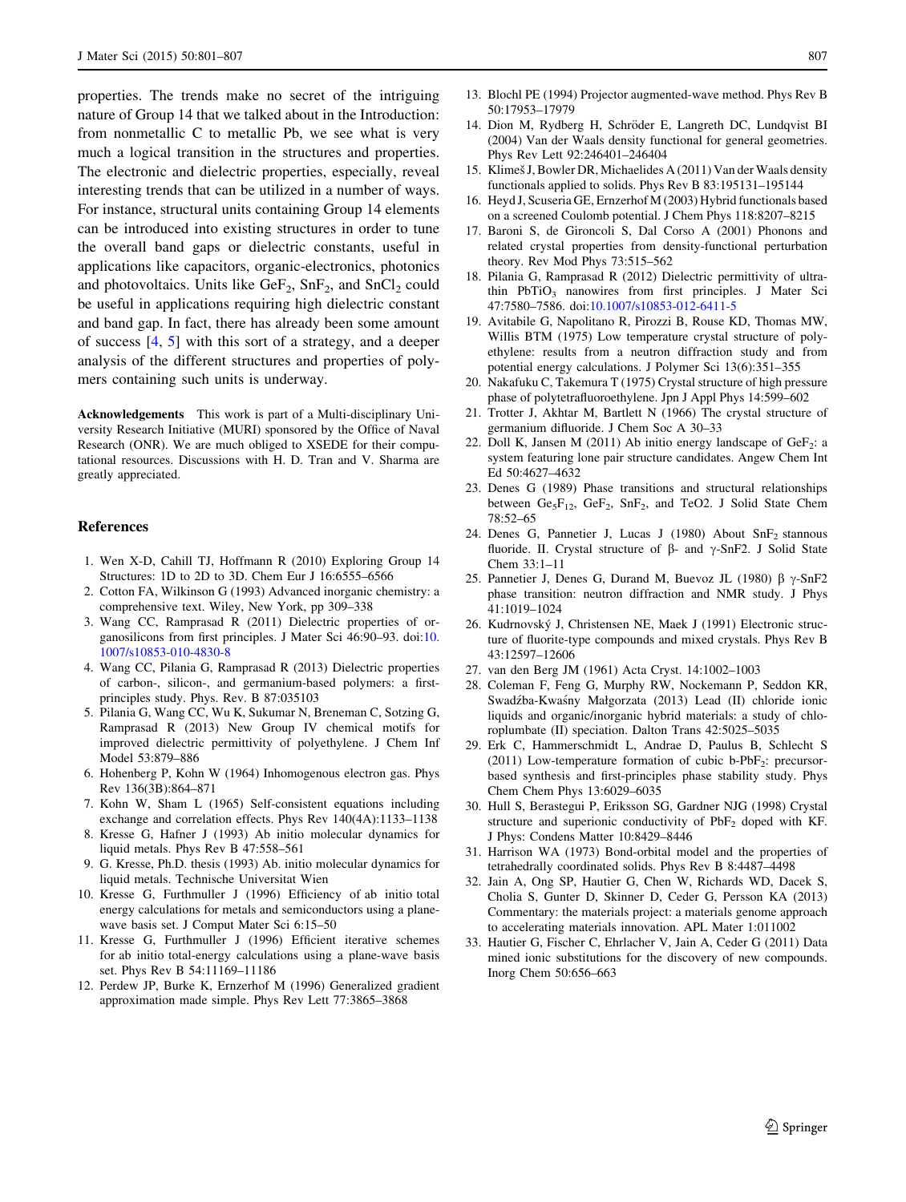properties. The trends make no secret of the intriguing nature of Group 14 that we talked about in the Introduction: from nonmetallic C to metallic Pb, we see what is very much a logical transition in the structures and properties. The electronic and dielectric properties, especially, reveal interesting trends that can be utilized in a number of ways. For instance, structural units containing Group 14 elements can be introduced into existing structures in order to tune the overall band gaps or dielectric constants, useful in applications like capacitors, organic-electronics, photonics and photovoltaics. Units like $GeF_2$, $SnF_2$, and $SnCl_2$ could be useful in applications requiring high dielectric constant and band gap. In fact, there has already been some amount of success [4, 5] with this sort of a strategy, and a deeper analysis of the different structures and properties of polymers containing such units is underway.

**Acknowledgements** This work is part of a Multi-disciplinary University Research Initiative (MURI) sponsored by the Office of Naval Research (ONR). We are much obliged to XSEDE for their computational resources. Discussions with H. D. Tran and V. Sharma are greatly appreciated.

## References

1. Wen X-D, Cahill TJ, Hoffmann R (2010) Exploring Group 14 Structures: 1D to 2D to 3D. Chem Eur J 16:6555–6566
2. Cotton FA, Wilkinson G (1993) Advanced inorganic chemistry: a comprehensive text. Wiley, New York, pp 309–338
3. Wang CC, Ramprasad R (2011) Dielectric properties of organosilicons from first principles. J Mater Sci 46:90–93. doi:10.1007/s10853-010-4830-8
4. Wang CC, Pilania G, Ramprasad R (2013) Dielectric properties of carbon-, silicon-, and germanium-based polymers: a first-principles study. Phys. Rev. B 87:035103
5. Pilania G, Wang CC, Wu K, Sukumar N, Breneman C, Sotzing G, Ramprasad R (2013) New Group IV chemical motifs for improved dielectric permittivity of polyethylene. J Chem Inf Model 53:879–886
6. Hohenberg P, Kohn W (1964) Inhomogenous electron gas. Phys Rev 136(3B):864–871
7. Kohn W, Sham L (1965) Self-consistent equations including exchange and correlation effects. Phys Rev 140(4A):1133–1138
8. Kresse G, Hafner J (1993) Ab initio molecular dynamics for liquid metals. Phys Rev B 47:558–561
9. G. Kresse, Ph.D. thesis (1993) Ab. initio molecular dynamics for liquid metals. Technische Universitat Wien
10. Kresse G, Furthmuller J (1996) Efficiency of ab initio total energy calculations for metals and semiconductors using a plane-wave basis set. J Comput Mater Sci 6:15–50
11. Kresse G, Furthmuller J (1996) Efficient iterative schemes for ab initio total-energy calculations using a plane-wave basis set. Phys Rev B 54:11169–11186
12. Perdew JP, Burke K, Ernzerhof M (1996) Generalized gradient approximation made simple. Phys Rev Lett 77:3865–3868
13. Blochl PE (1994) Projector augmented-wave method. Phys Rev B 50:17953–17979
14. Dion M, Rydberg H, Schröder E, Langreth DC, Lundqvist BI (2004) Van der Waals density functional for general geometries. Phys Rev Lett 92:246401–246404
15. Klimeš J, Bowler DR, Michaelides A (2011) Van der Waals density functionals applied to solids. Phys Rev B 83:195131–195144
16. Heyd J, Scuseria GE, Ernzerhof M (2003) Hybrid functionals based on a screened Coulomb potential. J Chem Phys 118:8207–8215
17. Baroni S, de Gironcoli S, Dal Corso A (2001) Phonons and related crystal properties from density-functional perturbation theory. Rev Mod Phys 73:515–562
18. Pilania G, Ramprasad R (2012) Dielectric permittivity of ultrathin $PbTiO_3$ nanowires from first principles. J Mater Sci 47:7580–7586. doi:10.1007/s10853-012-6411-5
19. Avitabile G, Napolitano R, Pirozzi B, Rouse KD, Thomas MW, Willis BTM (1975) Low temperature crystal structure of polyethylene: results from a neutron diffraction study and from potential energy calculations. J Polymer Sci 13(6):351–355
20. Nakafuku C, Takemura T (1975) Crystal structure of high pressure phase of polytetrafluoroethylene. Jpn J Appl Phys 14:599–602
21. Trotter J, Akhtar M, Bartlett N (1966) The crystal structure of germanium difluoride. J Chem Soc A 30–33
22. Doll K, Jansen M (2011) Ab initio energy landscape of $GeF_2$: a system featuring lone pair structure candidates. Angew Chem Int Ed 50:4627–4632
23. Denes G (1989) Phase transitions and structural relationships between $Ge_5F_{12}$, $GeF_2$, $SnF_2$, and TeO2. J Solid State Chem 78:52–65
24. Denes G, Pannetier J, Lucas J (1980) About $SnF_2$ stannous fluoride. II. Crystal structure of β- and γ-SnF2. J Solid State Chem 33:1–11
25. Pannetier J, Denes G, Durand M, Buevoz JL (1980) β γ-SnF2 phase transition: neutron diffraction and NMR study. J Phys 41:1019–1024
26. Kudrnovský J, Christensen NE, Maek J (1991) Electronic structure of fluorite-type compounds and mixed crystals. Phys Rev B 43:12597–12606
27. van den Berg JM (1961) Acta Cryst. 14:1002–1003
28. Coleman F, Feng G, Murphy RW, Nockemann P, Seddon KR, Swadźba-Kwaśny Małgorzata (2013) Lead (II) chloride ionic liquids and organic/inorganic hybrid materials: a study of chloroplumbate (II) speciation. Dalton Trans 42:5025–5035
29. Erk C, Hammerschmidt L, Andrae D, Paulus B, Schlecht S (2011) Low-temperature formation of cubic b-$PbF_2$: precursor-based synthesis and first-principles phase stability study. Phys Chem Chem Phys 13:6029–6035
30. Hull S, Berastegui P, Eriksson SG, Gardner NJG (1998) Crystal structure and superionic conductivity of $PbF_2$ doped with KF. J Phys: Condens Matter 10:8429–8446
31. Harrison WA (1973) Bond-orbital model and the properties of tetrahedrally coordinated solids. Phys Rev B 8:4487–4498
32. Jain A, Ong SP, Hautier G, Chen W, Richards WD, Dacek S, Cholia S, Gunter D, Skinner D, Ceder G, Persson KA (2013) Commentary: the materials project: a materials genome approach to accelerating materials innovation. APL Mater 1:011002
33. Hautier G, Fischer C, Ehrlacher V, Jain A, Ceder G (2011) Data mined ionic substitutions for the discovery of new compounds. Inorg Chem 50:656–663